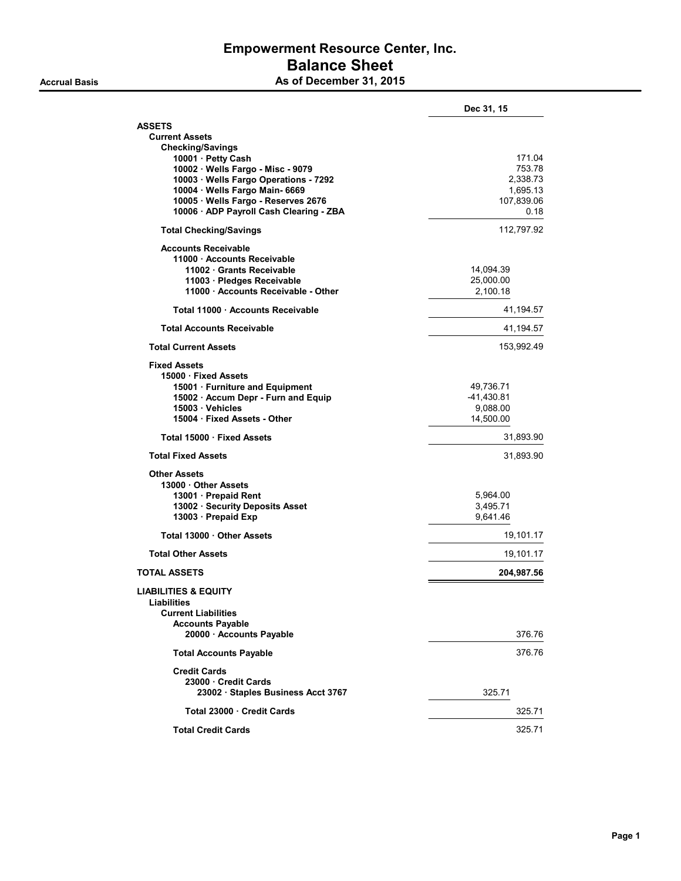# Empowerment Resource Center, Inc.
## Balance Sheet

**Accrual Basis** — **As of December 31, 2015**

| | | Dec 31, 15 |
|---|---|---|
| **ASSETS** | | |
| **Current Assets** | | |
| **Checking/Savings** | | |
| 10001 · Petty Cash | | 171.04 |
| 10002 · Wells Fargo - Misc - 9079 | | 753.78 |
| 10003 · Wells Fargo Operations - 7292 | | 2,338.73 |
| 10004 · Wells Fargo Main- 6669 | | 1,695.13 |
| 10005 · Wells Fargo - Reserves 2676 | | 107,839.06 |
| 10006 · ADP Payroll Cash Clearing - ZBA | | 0.18 |
| **Total Checking/Savings** | | 112,797.92 |
| **Accounts Receivable** | | |
| 11000 · Accounts Receivable | | |
| 11002 · Grants Receivable | 14,094.39 | |
| 11003 · Pledges Receivable | 25,000.00 | |
| 11000 · Accounts Receivable - Other | 2,100.18 | |
| **Total 11000 · Accounts Receivable** | | 41,194.57 |
| **Total Accounts Receivable** | | 41,194.57 |
| **Total Current Assets** | | 153,992.49 |
| **Fixed Assets** | | |
| 15000 · Fixed Assets | | |
| 15001 · Furniture and Equipment | 49,736.71 | |
| 15002 · Accum Depr - Furn and Equip | -41,430.81 | |
| 15003 · Vehicles | 9,088.00 | |
| 15004 · Fixed Assets - Other | 14,500.00 | |
| **Total 15000 · Fixed Assets** | | 31,893.90 |
| **Total Fixed Assets** | | 31,893.90 |
| **Other Assets** | | |
| 13000 · Other Assets | | |
| 13001 · Prepaid Rent | 5,964.00 | |
| 13002 · Security Deposits Asset | 3,495.71 | |
| 13003 · Prepaid Exp | 9,641.46 | |
| **Total 13000 · Other Assets** | | 19,101.17 |
| **Total Other Assets** | | 19,101.17 |
| **TOTAL ASSETS** | | **204,987.56** |
| **LIABILITIES & EQUITY** | | |
| **Liabilities** | | |
| **Current Liabilities** | | |
| **Accounts Payable** | | |
| 20000 · Accounts Payable | | 376.76 |
| **Total Accounts Payable** | | 376.76 |
| **Credit Cards** | | |
| 23000 · Credit Cards | | |
| 23002 · Staples Business Acct 3767 | 325.71 | |
| **Total 23000 · Credit Cards** | | 325.71 |
| **Total Credit Cards** | | 325.71 |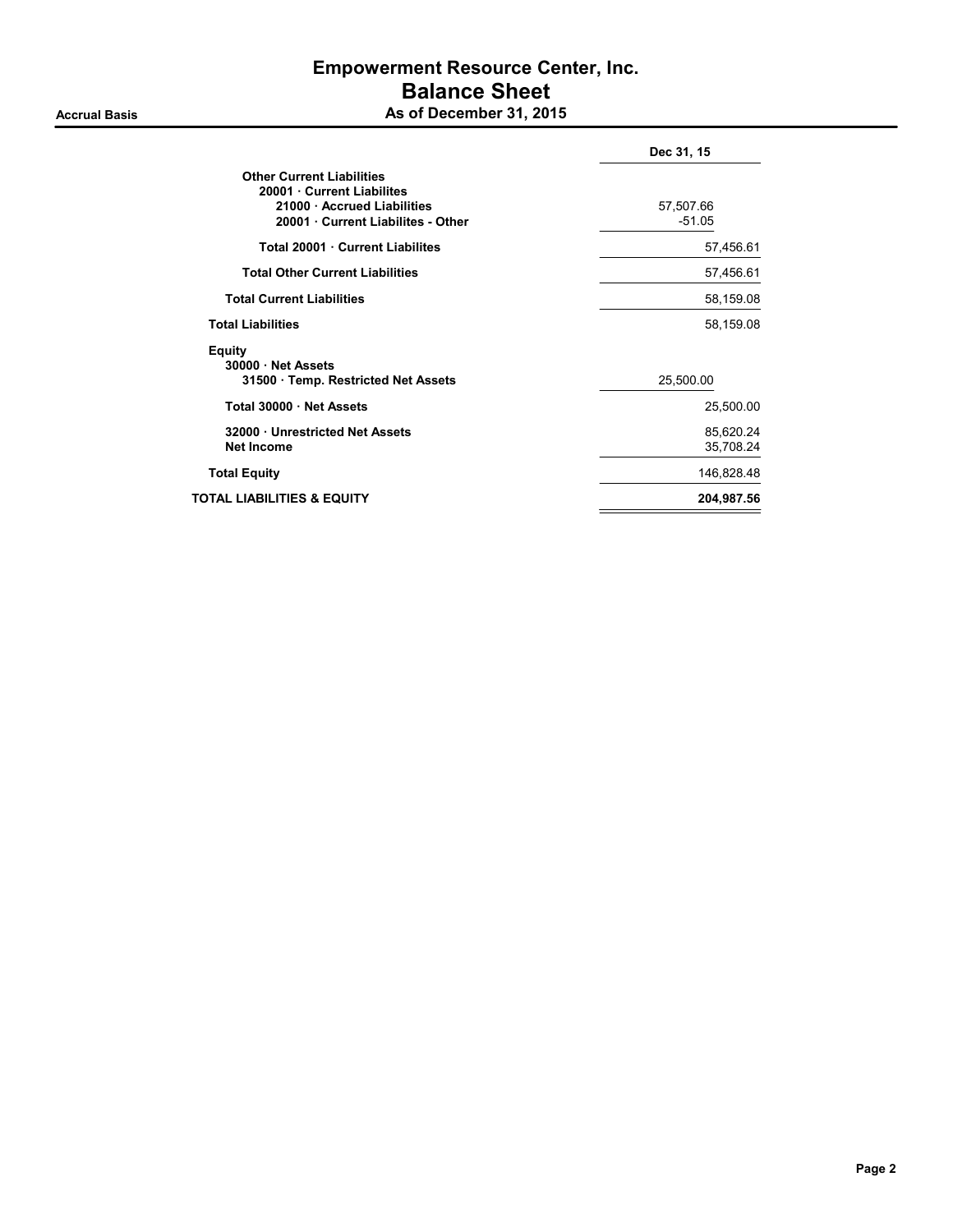# Empowerment Resource Center, Inc.
## Balance Sheet
### As of December 31, 2015

Accrual Basis

| | | Dec 31, 15 |
|---|---|---|
| **Other Current Liabilities** | | |
| **20001 · Current Liabilites** | | |
| **21000 · Accrued Liabilities** | 57,507.66 | |
| **20001 · Current Liabilites - Other** | -51.05 | |
| **Total 20001 · Current Liabilites** | | 57,456.61 |
| **Total Other Current Liabilities** | | 57,456.61 |
| **Total Current Liabilities** | | 58,159.08 |
| **Total Liabilities** | | 58,159.08 |
| **Equity** | | |
| **30000 · Net Assets** | | |
| **31500 · Temp. Restricted Net Assets** | 25,500.00 | |
| **Total 30000 · Net Assets** | | 25,500.00 |
| **32000 · Unrestricted Net Assets** | | 85,620.24 |
| **Net Income** | | 35,708.24 |
| **Total Equity** | | 146,828.48 |
| **TOTAL LIABILITIES & EQUITY** | | **204,987.56** |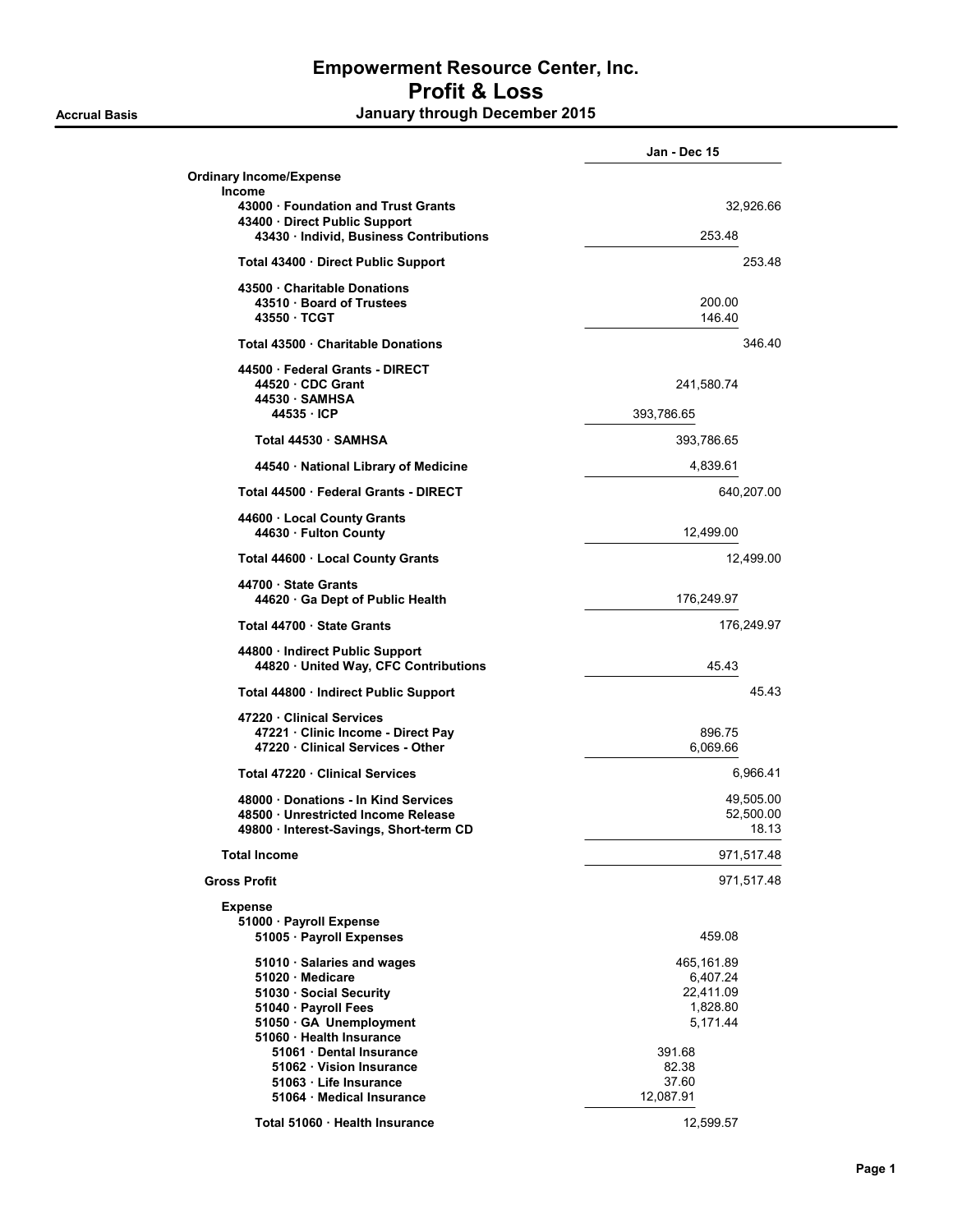# Empowerment Resource Center, Inc.
## Profit & Loss
### January through December 2015

Accrual Basis

| | Jan - Dec 15 | |
|---|---|---|
| **Ordinary Income/Expense** | | |
| **Income** | | |
| **43000 · Foundation and Trust Grants** | | 32,926.66 |
| **43400 · Direct Public Support** | | |
| **43430 · Individ, Business Contributions** | 253.48 | |
| **Total 43400 · Direct Public Support** | | 253.48 |
| **43500 · Charitable Donations** | | |
| **43510 · Board of Trustees** | 200.00 | |
| **43550 · TCGT** | 146.40 | |
| **Total 43500 · Charitable Donations** | | 346.40 |
| **44500 · Federal Grants - DIRECT** | | |
| **44520 · CDC Grant** | 241,580.74 | |
| **44530 · SAMHSA** | | |
| **44535 · ICP** | 393,786.65 | |
| **Total 44530 · SAMHSA** | 393,786.65 | |
| **44540 · National Library of Medicine** | 4,839.61 | |
| **Total 44500 · Federal Grants - DIRECT** | | 640,207.00 |
| **44600 · Local County Grants** | | |
| **44630 · Fulton County** | 12,499.00 | |
| **Total 44600 · Local County Grants** | | 12,499.00 |
| **44700 · State Grants** | | |
| **44620 · Ga Dept of Public Health** | 176,249.97 | |
| **Total 44700 · State Grants** | | 176,249.97 |
| **44800 · Indirect Public Support** | | |
| **44820 · United Way, CFC Contributions** | 45.43 | |
| **Total 44800 · Indirect Public Support** | | 45.43 |
| **47220 · Clinical Services** | | |
| **47221 · Clinic Income - Direct Pay** | 896.75 | |
| **47220 · Clinical Services - Other** | 6,069.66 | |
| **Total 47220 · Clinical Services** | | 6,966.41 |
| **48000 · Donations - In Kind Services** | | 49,505.00 |
| **48500 · Unrestricted Income Release** | | 52,500.00 |
| **49800 · Interest-Savings, Short-term CD** | | 18.13 |
| **Total Income** | | 971,517.48 |
| **Gross Profit** | | 971,517.48 |
| **Expense** | | |
| **51000 · Payroll Expense** | | |
| **51005 · Payroll Expenses** | 459.08 | |
| **51010 · Salaries and wages** | 465,161.89 | |
| **51020 · Medicare** | 6,407.24 | |
| **51030 · Social Security** | 22,411.09 | |
| **51040 · Payroll Fees** | 1,828.80 | |
| **51050 · GA Unemployment** | 5,171.44 | |
| **51060 · Health Insurance** | | |
| **51061 · Dental Insurance** | 391.68 | |
| **51062 · Vision Insurance** | 82.38 | |
| **51063 · Life Insurance** | 37.60 | |
| **51064 · Medical Insurance** | 12,087.91 | |
| **Total 51060 · Health Insurance** | 12,599.57 | |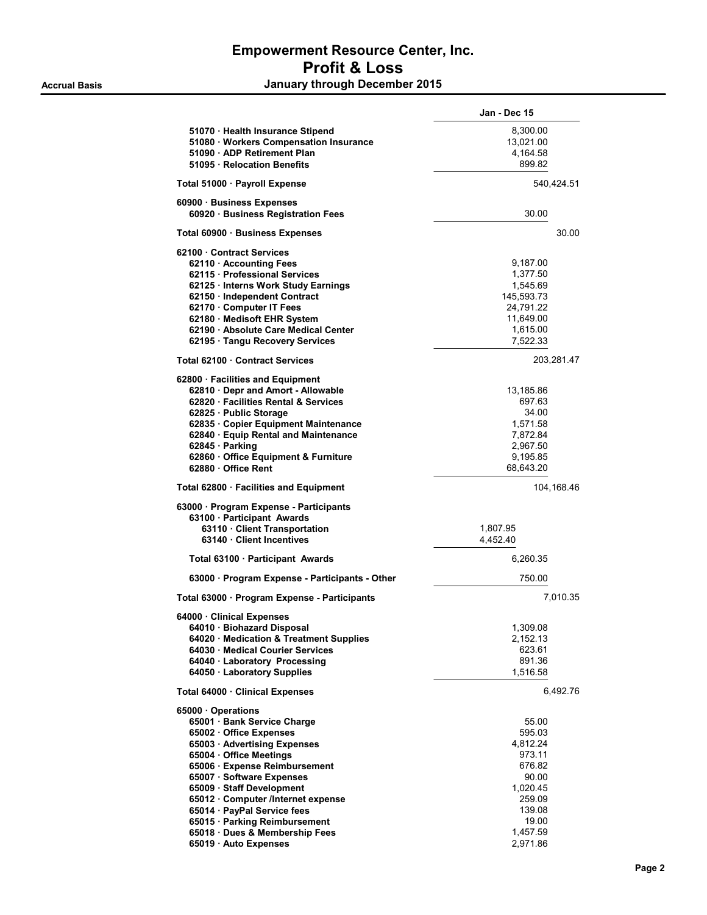# Empowerment Resource Center, Inc.

## Profit & Loss

**Accrual Basis** — **January through December 2015**

| | Jan - Dec 15 | |
|---|---|---|
| 51070 · Health Insurance Stipend | 8,300.00 | |
| 51080 · Workers Compensation Insurance | 13,021.00 | |
| 51090 · ADP Retirement Plan | 4,164.58 | |
| 51095 · Relocation Benefits | 899.82 | |
| **Total 51000 · Payroll Expense** | | 540,424.51 |
| 60900 · Business Expenses | | |
| 60920 · Business Registration Fees | 30.00 | |
| **Total 60900 · Business Expenses** | | 30.00 |
| 62100 · Contract Services | | |
| 62110 · Accounting Fees | 9,187.00 | |
| 62115 · Professional Services | 1,377.50 | |
| 62125 · Interns Work Study Earnings | 1,545.69 | |
| 62150 · Independent Contract | 145,593.73 | |
| 62170 · Computer IT Fees | 24,791.22 | |
| 62180 · Medisoft EHR System | 11,649.00 | |
| 62190 · Absolute Care Medical Center | 1,615.00 | |
| 62195 · Tangu Recovery Services | 7,522.33 | |
| **Total 62100 · Contract Services** | | 203,281.47 |
| 62800 · Facilities and Equipment | | |
| 62810 · Depr and Amort - Allowable | 13,185.86 | |
| 62820 · Facilities Rental & Services | 697.63 | |
| 62825 · Public Storage | 34.00 | |
| 62835 · Copier Equipment Maintenance | 1,571.58 | |
| 62840 · Equip Rental and Maintenance | 7,872.84 | |
| 62845 · Parking | 2,967.50 | |
| 62860 · Office Equipment & Furniture | 9,195.85 | |
| 62880 · Office Rent | 68,643.20 | |
| **Total 62800 · Facilities and Equipment** | | 104,168.46 |
| 63000 · Program Expense - Participants | | |
| 63100 · Participant Awards | | |
| 63110 · Client Transportation | 1,807.95 | |
| 63140 · Client Incentives | 4,452.40 | |
| **Total 63100 · Participant Awards** | 6,260.35 | |
| 63000 · Program Expense - Participants - Other | 750.00 | |
| **Total 63000 · Program Expense - Participants** | | 7,010.35 |
| 64000 · Clinical Expenses | | |
| 64010 · Biohazard Disposal | 1,309.08 | |
| 64020 · Medication & Treatment Supplies | 2,152.13 | |
| 64030 · Medical Courier Services | 623.61 | |
| 64040 · Laboratory Processing | 891.36 | |
| 64050 · Laboratory Supplies | 1,516.58 | |
| **Total 64000 · Clinical Expenses** | | 6,492.76 |
| 65000 · Operations | | |
| 65001 · Bank Service Charge | 55.00 | |
| 65002 · Office Expenses | 595.03 | |
| 65003 · Advertising Expenses | 4,812.24 | |
| 65004 · Office Meetings | 973.11 | |
| 65006 · Expense Reimbursement | 676.82 | |
| 65007 · Software Expenses | 90.00 | |
| 65009 · Staff Development | 1,020.45 | |
| 65012 · Computer /Internet expense | 259.09 | |
| 65014 · PayPal Service fees | 139.08 | |
| 65015 · Parking Reimbursement | 19.00 | |
| 65018 · Dues & Membership Fees | 1,457.59 | |
| 65019 · Auto Expenses | 2,971.86 | |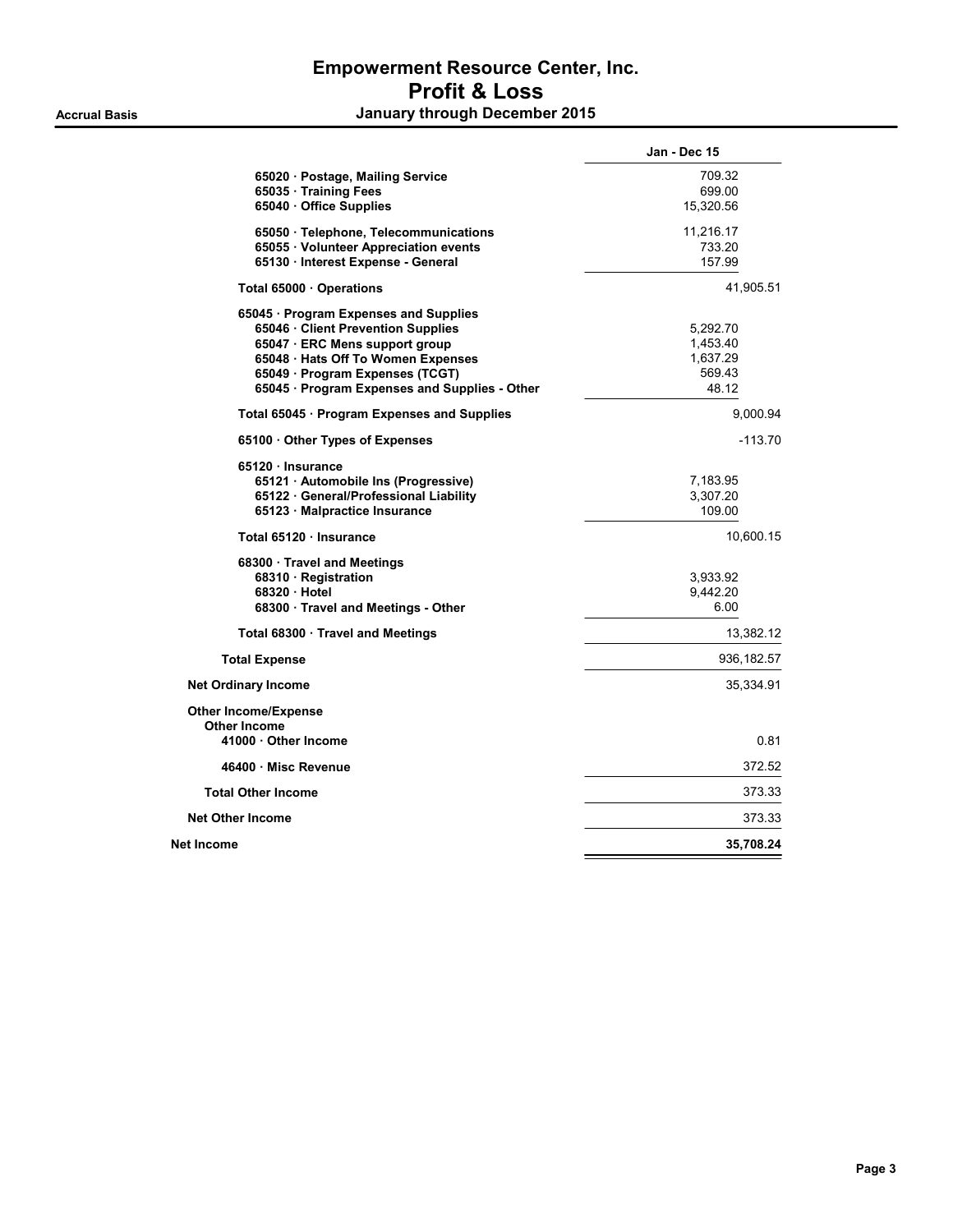# Empowerment Resource Center, Inc.
## Profit & Loss
### January through December 2015

**Accrual Basis**

| | Jan - Dec 15 | |
|---|---|---|
| 65020 · Postage, Mailing Service | 709.32 | |
| 65035 · Training Fees | 699.00 | |
| 65040 · Office Supplies | 15,320.56 | |
| 65050 · Telephone, Telecommunications | 11,216.17 | |
| 65055 · Volunteer Appreciation events | 733.20 | |
| 65130 · Interest Expense - General | 157.99 | |
| Total 65000 · Operations | | 41,905.51 |
| 65045 · Program Expenses and Supplies | | |
| 65046 · Client Prevention Supplies | 5,292.70 | |
| 65047 · ERC Mens support group | 1,453.40 | |
| 65048 · Hats Off To Women Expenses | 1,637.29 | |
| 65049 · Program Expenses (TCGT) | 569.43 | |
| 65045 · Program Expenses and Supplies - Other | 48.12 | |
| Total 65045 · Program Expenses and Supplies | | 9,000.94 |
| 65100 · Other Types of Expenses | | -113.70 |
| 65120 · Insurance | | |
| 65121 · Automobile Ins (Progressive) | 7,183.95 | |
| 65122 · General/Professional Liability | 3,307.20 | |
| 65123 · Malpractice Insurance | 109.00 | |
| Total 65120 · Insurance | | 10,600.15 |
| 68300 · Travel and Meetings | | |
| 68310 · Registration | 3,933.92 | |
| 68320 · Hotel | 9,442.20 | |
| 68300 · Travel and Meetings - Other | 6.00 | |
| Total 68300 · Travel and Meetings | | 13,382.12 |
| Total Expense | | 936,182.57 |
| Net Ordinary Income | | 35,334.91 |
| Other Income/Expense | | |
| Other Income | | |
| 41000 · Other Income | | 0.81 |
| 46400 · Misc Revenue | | 372.52 |
| Total Other Income | | 373.33 |
| Net Other Income | | 373.33 |
| **Net Income** | | **35,708.24** |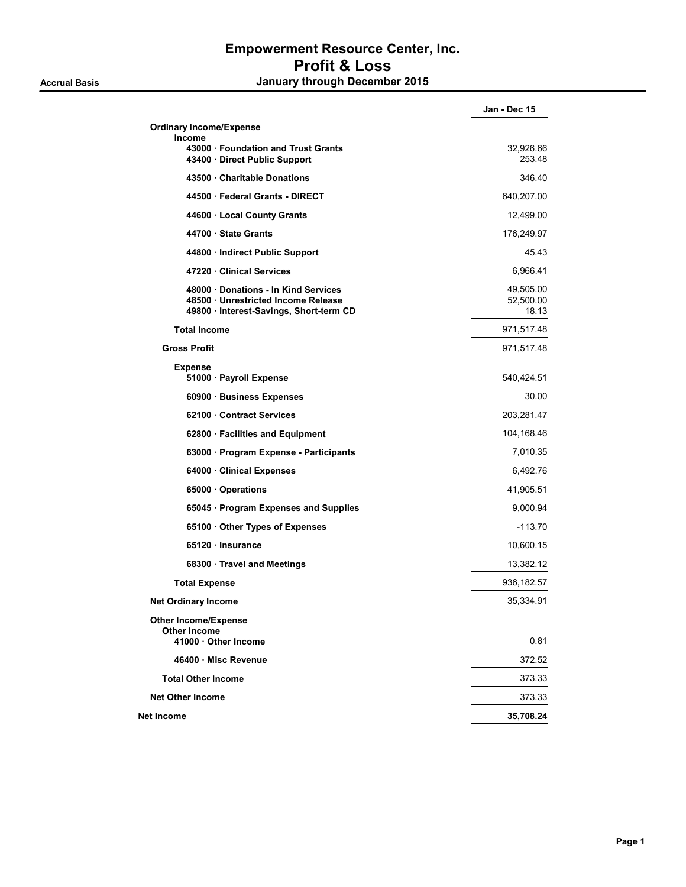# Empowerment Resource Center, Inc.
## Profit & Loss

**Accrual Basis** — **January through December 2015**

| | Jan - Dec 15 |
|---|---|
| **Ordinary Income/Expense** | |
| **Income** | |
| **43000 · Foundation and Trust Grants** | 32,926.66 |
| **43400 · Direct Public Support** | 253.48 |
| **43500 · Charitable Donations** | 346.40 |
| **44500 · Federal Grants - DIRECT** | 640,207.00 |
| **44600 · Local County Grants** | 12,499.00 |
| **44700 · State Grants** | 176,249.97 |
| **44800 · Indirect Public Support** | 45.43 |
| **47220 · Clinical Services** | 6,966.41 |
| **48000 · Donations - In Kind Services** | 49,505.00 |
| **48500 · Unrestricted Income Release** | 52,500.00 |
| **49800 · Interest-Savings, Short-term CD** | 18.13 |
| **Total Income** | 971,517.48 |
| **Gross Profit** | 971,517.48 |
| **Expense** | |
| **51000 · Payroll Expense** | 540,424.51 |
| **60900 · Business Expenses** | 30.00 |
| **62100 · Contract Services** | 203,281.47 |
| **62800 · Facilities and Equipment** | 104,168.46 |
| **63000 · Program Expense - Participants** | 7,010.35 |
| **64000 · Clinical Expenses** | 6,492.76 |
| **65000 · Operations** | 41,905.51 |
| **65045 · Program Expenses and Supplies** | 9,000.94 |
| **65100 · Other Types of Expenses** | -113.70 |
| **65120 · Insurance** | 10,600.15 |
| **68300 · Travel and Meetings** | 13,382.12 |
| **Total Expense** | 936,182.57 |
| **Net Ordinary Income** | 35,334.91 |
| **Other Income/Expense** | |
| **Other Income** | |
| **41000 · Other Income** | 0.81 |
| **46400 · Misc Revenue** | 372.52 |
| **Total Other Income** | 373.33 |
| **Net Other Income** | 373.33 |
| **Net Income** | **35,708.24** |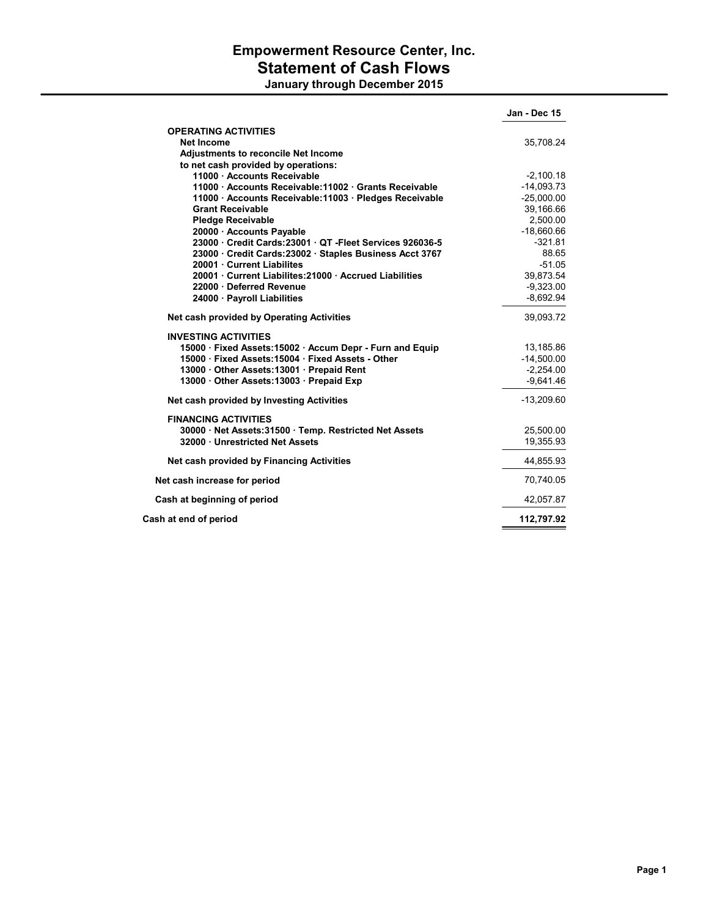# Empowerment Resource Center, Inc.
## Statement of Cash Flows
### January through December 2015

| | Jan - Dec 15 |
|---|---|
| **OPERATING ACTIVITIES** | |
| **Net Income** | 35,708.24 |
| **Adjustments to reconcile Net Income** | |
| **to net cash provided by operations:** | |
| **11000 · Accounts Receivable** | -2,100.18 |
| **11000 · Accounts Receivable:11002 · Grants Receivable** | -14,093.73 |
| **11000 · Accounts Receivable:11003 · Pledges Receivable** | -25,000.00 |
| **Grant Receivable** | 39,166.66 |
| **Pledge Receivable** | 2,500.00 |
| **20000 · Accounts Payable** | -18,660.66 |
| **23000 · Credit Cards:23001 · QT -Fleet Services 926036-5** | -321.81 |
| **23000 · Credit Cards:23002 · Staples Business Acct 3767** | 88.65 |
| **20001 · Current Liabilites** | -51.05 |
| **20001 · Current Liabilites:21000 · Accrued Liabilities** | 39,873.54 |
| **22000 · Deferred Revenue** | -9,323.00 |
| **24000 · Payroll Liabilities** | -8,692.94 |
| **Net cash provided by Operating Activities** | 39,093.72 |
| **INVESTING ACTIVITIES** | |
| **15000 · Fixed Assets:15002 · Accum Depr - Furn and Equip** | 13,185.86 |
| **15000 · Fixed Assets:15004 · Fixed Assets - Other** | -14,500.00 |
| **13000 · Other Assets:13001 · Prepaid Rent** | -2,254.00 |
| **13000 · Other Assets:13003 · Prepaid Exp** | -9,641.46 |
| **Net cash provided by Investing Activities** | -13,209.60 |
| **FINANCING ACTIVITIES** | |
| **30000 · Net Assets:31500 · Temp. Restricted Net Assets** | 25,500.00 |
| **32000 · Unrestricted Net Assets** | 19,355.93 |
| **Net cash provided by Financing Activities** | 44,855.93 |
| **Net cash increase for period** | 70,740.05 |
| **Cash at beginning of period** | 42,057.87 |
| **Cash at end of period** | **112,797.92** |